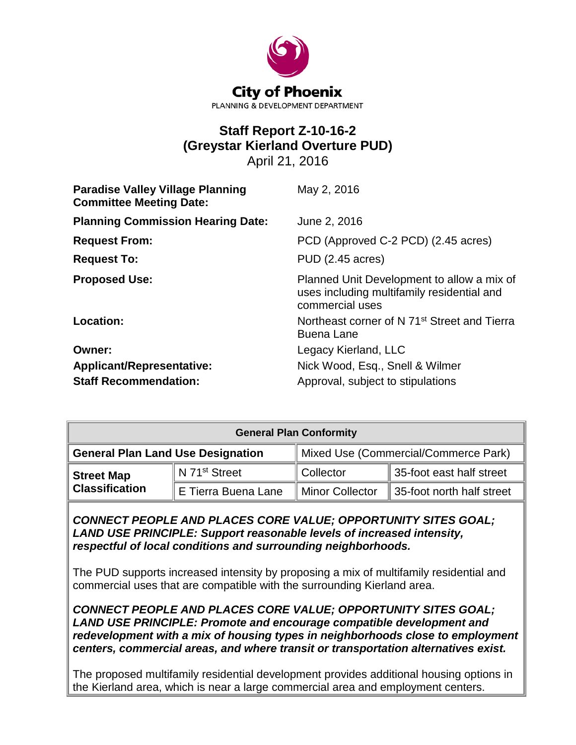City of Phoenix

PLANNING & DEVELOPMENT DEPARTMENT

# Staff Report Z-10-16-2
# (Greystar Kierland Overture PUD)

April 21, 2016

| | |
|---|---|
| **Paradise Valley Village Planning Committee Meeting Date:** | May 2, 2016 |
| **Planning Commission Hearing Date:** | June 2, 2016 |
| **Request From:** | PCD (Approved C-2 PCD) (2.45 acres) |
| **Request To:** | PUD (2.45 acres) |
| **Proposed Use:** | Planned Unit Development to allow a mix of uses including multifamily residential and commercial uses |
| **Location:** | Northeast corner of N 71st Street and Tierra Buena Lane |
| **Owner:** | Legacy Kierland, LLC |
| **Applicant/Representative:** | Nick Wood, Esq., Snell & Wilmer |
| **Staff Recommendation:** | Approval, subject to stipulations |

| General Plan Conformity | | | |
|---|---|---|---|
| **General Plan Land Use Designation** | | Mixed Use (Commercial/Commerce Park) | |
| **Street Map Classification** | N 71st Street | Collector | 35-foot east half street |
| | E Tierra Buena Lane | Minor Collector | 35-foot north half street |

***CONNECT PEOPLE AND PLACES CORE VALUE; OPPORTUNITY SITES GOAL; LAND USE PRINCIPLE: Support reasonable levels of increased intensity, respectful of local conditions and surrounding neighborhoods.***

The PUD supports increased intensity by proposing a mix of multifamily residential and commercial uses that are compatible with the surrounding Kierland area.

***CONNECT PEOPLE AND PLACES CORE VALUE; OPPORTUNITY SITES GOAL; LAND USE PRINCIPLE: Promote and encourage compatible development and redevelopment with a mix of housing types in neighborhoods close to employment centers, commercial areas, and where transit or transportation alternatives exist.***

The proposed multifamily residential development provides additional housing options in the Kierland area, which is near a large commercial area and employment centers.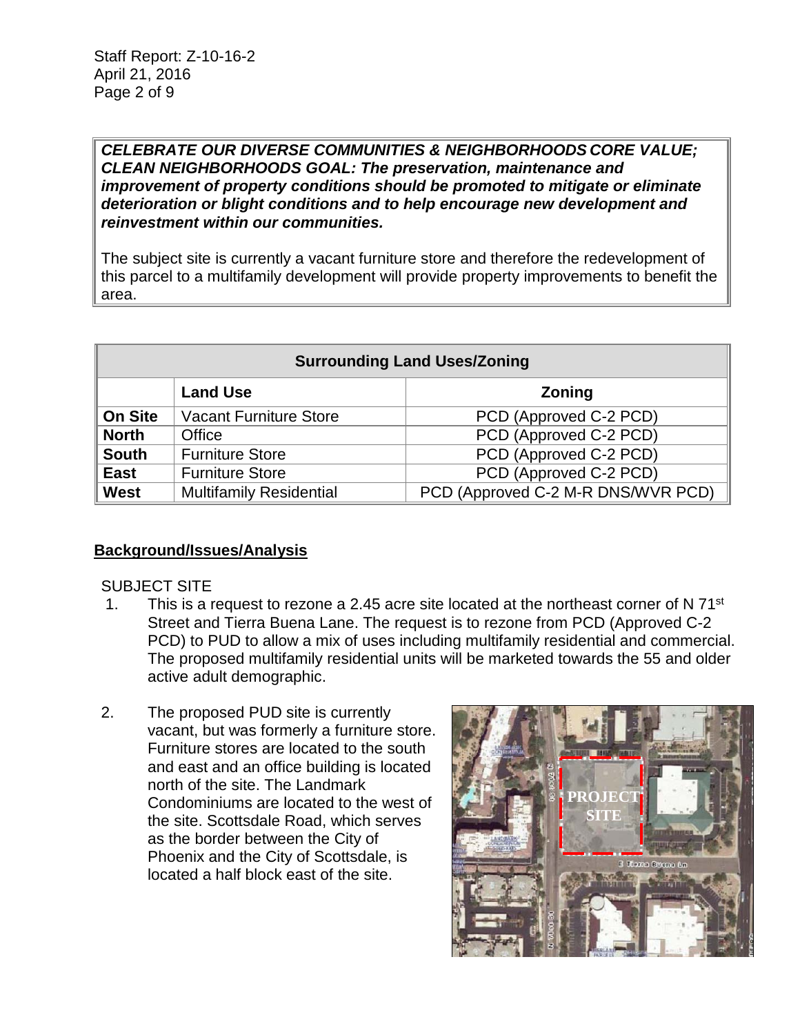***CELEBRATE OUR DIVERSE COMMUNITIES & NEIGHBORHOODS CORE VALUE; CLEAN NEIGHBORHOODS GOAL: The preservation, maintenance and improvement of property conditions should be promoted to mitigate or eliminate deterioration or blight conditions and to help encourage new development and reinvestment within our communities.***

The subject site is currently a vacant furniture store and therefore the redevelopment of this parcel to a multifamily development will provide property improvements to benefit the area.

| Surrounding Land Uses/Zoning | | |
|---|---|---|
| | **Land Use** | **Zoning** |
| **On Site** | Vacant Furniture Store | PCD (Approved C-2 PCD) |
| **North** | Office | PCD (Approved C-2 PCD) |
| **South** | Furniture Store | PCD (Approved C-2 PCD) |
| **East** | Furniture Store | PCD (Approved C-2 PCD) |
| **West** | Multifamily Residential | PCD (Approved C-2 M-R DNS/WVR PCD) |

## Background/Issues/Analysis

SUBJECT SITE

1. This is a request to rezone a 2.45 acre site located at the northeast corner of N 71st Street and Tierra Buena Lane. The request is to rezone from PCD (Approved C-2 PCD) to PUD to allow a mix of uses including multifamily residential and commercial. The proposed multifamily residential units will be marketed towards the 55 and older active adult demographic.

2. The proposed PUD site is currently vacant, but was formerly a furniture store. Furniture stores are located to the south and east and an office building is located north of the site. The Landmark Condominiums are located to the west of the site. Scottsdale Road, which serves as the border between the City of Phoenix and the City of Scottsdale, is located a half block east of the site.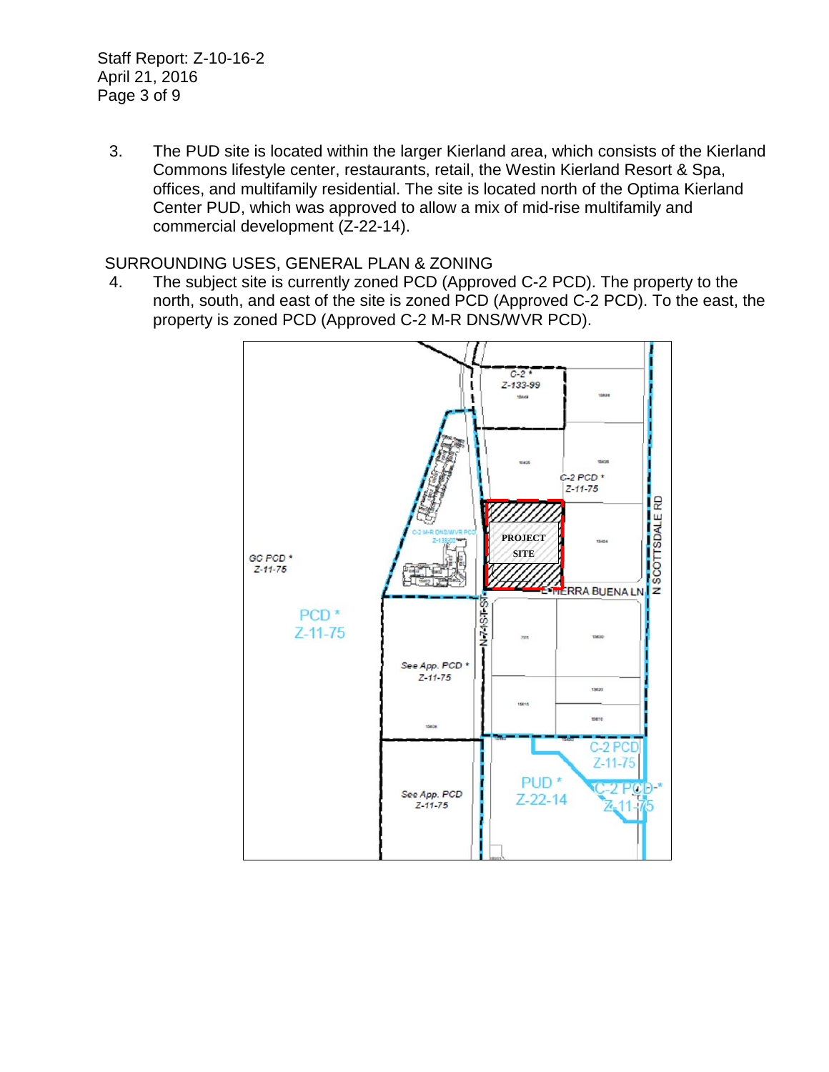3. The PUD site is located within the larger Kierland area, which consists of the Kierland Commons lifestyle center, restaurants, retail, the Westin Kierland Resort & Spa, offices, and multifamily residential. The site is located north of the Optima Kierland Center PUD, which was approved to allow a mix of mid-rise multifamily and commercial development (Z-22-14).

SURROUNDING USES, GENERAL PLAN & ZONING

4. The subject site is currently zoned PCD (Approved C-2 PCD). The property to the north, south, and east of the site is zoned PCD (Approved C-2 PCD). To the east, the property is zoned PCD (Approved C-2 M-R DNS/WVR PCD).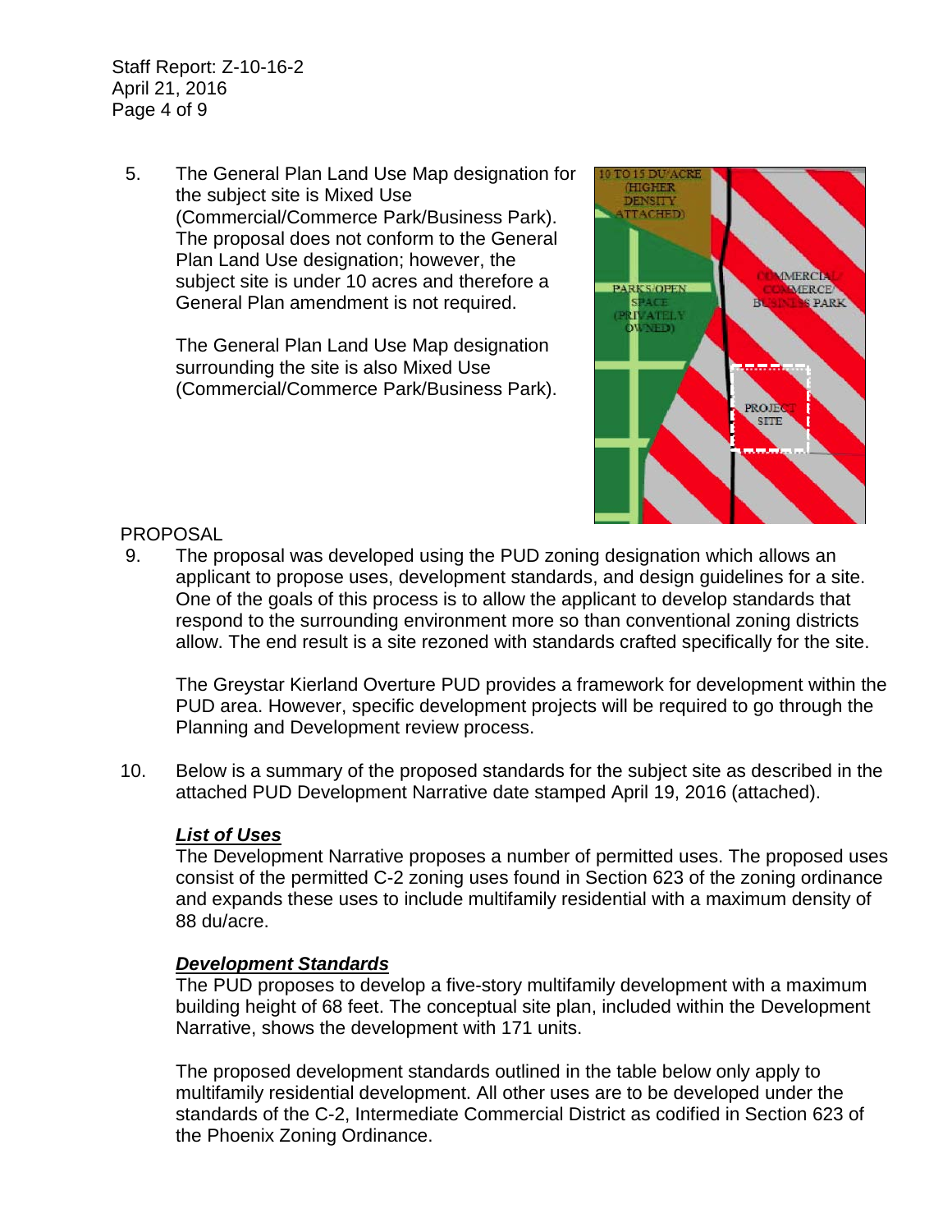5. The General Plan Land Use Map designation for the subject site is Mixed Use (Commercial/Commerce Park/Business Park). The proposal does not conform to the General Plan Land Use designation; however, the subject site is under 10 acres and therefore a General Plan amendment is not required.

   The General Plan Land Use Map designation surrounding the site is also Mixed Use (Commercial/Commerce Park/Business Park).

PROPOSAL

9. The proposal was developed using the PUD zoning designation which allows an applicant to propose uses, development standards, and design guidelines for a site. One of the goals of this process is to allow the applicant to develop standards that respond to the surrounding environment more so than conventional zoning districts allow. The end result is a site rezoned with standards crafted specifically for the site.

   The Greystar Kierland Overture PUD provides a framework for development within the PUD area. However, specific development projects will be required to go through the Planning and Development review process.

10. Below is a summary of the proposed standards for the subject site as described in the attached PUD Development Narrative date stamped April 19, 2016 (attached).

    ***List of Uses***

    The Development Narrative proposes a number of permitted uses. The proposed uses consist of the permitted C-2 zoning uses found in Section 623 of the zoning ordinance and expands these uses to include multifamily residential with a maximum density of 88 du/acre.

    ***Development Standards***

    The PUD proposes to develop a five-story multifamily development with a maximum building height of 68 feet. The conceptual site plan, included within the Development Narrative, shows the development with 171 units.

    The proposed development standards outlined in the table below only apply to multifamily residential development. All other uses are to be developed under the standards of the C-2, Intermediate Commercial District as codified in Section 623 of the Phoenix Zoning Ordinance.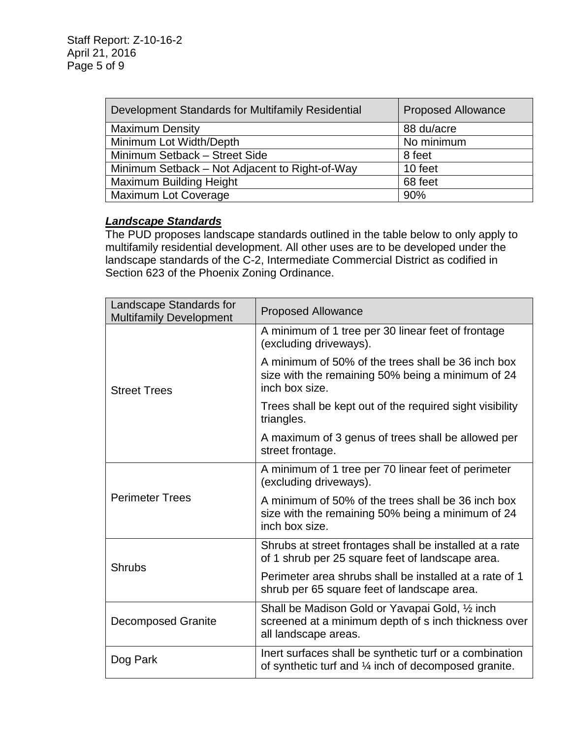| Development Standards for Multifamily Residential | Proposed Allowance |
|---|---|
| Maximum Density | 88 du/acre |
| Minimum Lot Width/Depth | No minimum |
| Minimum Setback – Street Side | 8 feet |
| Minimum Setback – Not Adjacent to Right-of-Way | 10 feet |
| Maximum Building Height | 68 feet |
| Maximum Lot Coverage | 90% |

***Landscape Standards***

The PUD proposes landscape standards outlined in the table below to only apply to multifamily residential development. All other uses are to be developed under the landscape standards of the C-2, Intermediate Commercial District as codified in Section 623 of the Phoenix Zoning Ordinance.

| Landscape Standards for Multifamily Development | Proposed Allowance |
|---|---|
| Street Trees | A minimum of 1 tree per 30 linear feet of frontage (excluding driveways). |
| | A minimum of 50% of the trees shall be 36 inch box size with the remaining 50% being a minimum of 24 inch box size. |
| | Trees shall be kept out of the required sight visibility triangles. |
| | A maximum of 3 genus of trees shall be allowed per street frontage. |
| Perimeter Trees | A minimum of 1 tree per 70 linear feet of perimeter (excluding driveways). |
| | A minimum of 50% of the trees shall be 36 inch box size with the remaining 50% being a minimum of 24 inch box size. |
| Shrubs | Shrubs at street frontages shall be installed at a rate of 1 shrub per 25 square feet of landscape area. |
| | Perimeter area shrubs shall be installed at a rate of 1 shrub per 65 square feet of landscape area. |
| Decomposed Granite | Shall be Madison Gold or Yavapai Gold, ½ inch screened at a minimum depth of s inch thickness over all landscape areas. |
| Dog Park | Inert surfaces shall be synthetic turf or a combination of synthetic turf and ¼ inch of decomposed granite. |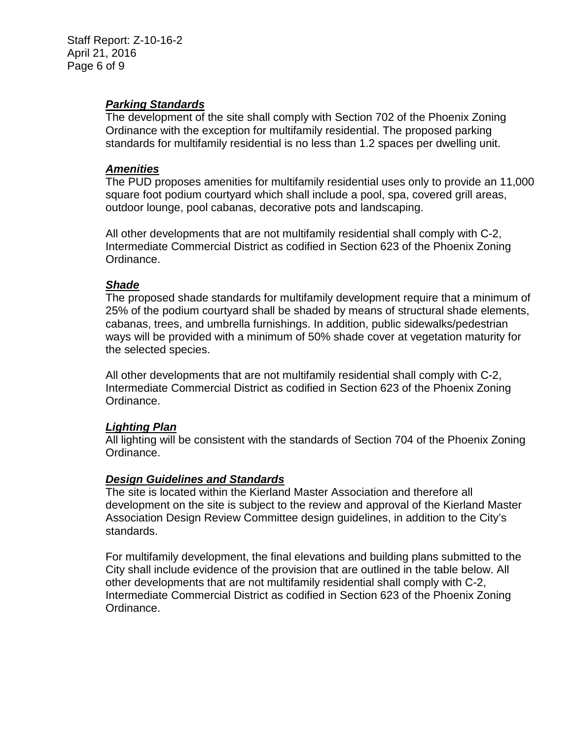***Parking Standards***

The development of the site shall comply with Section 702 of the Phoenix Zoning Ordinance with the exception for multifamily residential. The proposed parking standards for multifamily residential is no less than 1.2 spaces per dwelling unit.

***Amenities***

The PUD proposes amenities for multifamily residential uses only to provide an 11,000 square foot podium courtyard which shall include a pool, spa, covered grill areas, outdoor lounge, pool cabanas, decorative pots and landscaping.

All other developments that are not multifamily residential shall comply with C-2, Intermediate Commercial District as codified in Section 623 of the Phoenix Zoning Ordinance.

***Shade***

The proposed shade standards for multifamily development require that a minimum of 25% of the podium courtyard shall be shaded by means of structural shade elements, cabanas, trees, and umbrella furnishings. In addition, public sidewalks/pedestrian ways will be provided with a minimum of 50% shade cover at vegetation maturity for the selected species.

All other developments that are not multifamily residential shall comply with C-2, Intermediate Commercial District as codified in Section 623 of the Phoenix Zoning Ordinance.

***Lighting Plan***

All lighting will be consistent with the standards of Section 704 of the Phoenix Zoning Ordinance.

***Design Guidelines and Standards***

The site is located within the Kierland Master Association and therefore all development on the site is subject to the review and approval of the Kierland Master Association Design Review Committee design guidelines, in addition to the City's standards.

For multifamily development, the final elevations and building plans submitted to the City shall include evidence of the provision that are outlined in the table below. All other developments that are not multifamily residential shall comply with C-2, Intermediate Commercial District as codified in Section 623 of the Phoenix Zoning Ordinance.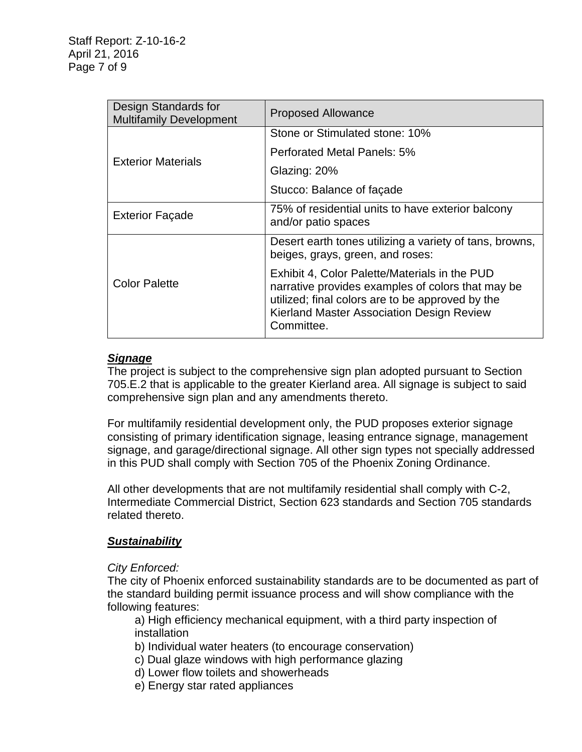| Design Standards for Multifamily Development | Proposed Allowance |
|---|---|
| Exterior Materials | Stone or Stimulated stone: 10%<br>Perforated Metal Panels: 5%<br>Glazing: 20%<br>Stucco: Balance of façade |
| Exterior Façade | 75% of residential units to have exterior balcony and/or patio spaces |
| Color Palette | Desert earth tones utilizing a variety of tans, browns, beiges, grays, green, and roses:<br>Exhibit 4, Color Palette/Materials in the PUD narrative provides examples of colors that may be utilized; final colors are to be approved by the Kierland Master Association Design Review Committee. |

***Signage***

The project is subject to the comprehensive sign plan adopted pursuant to Section 705.E.2 that is applicable to the greater Kierland area. All signage is subject to said comprehensive sign plan and any amendments thereto.

For multifamily residential development only, the PUD proposes exterior signage consisting of primary identification signage, leasing entrance signage, management signage, and garage/directional signage. All other sign types not specially addressed in this PUD shall comply with Section 705 of the Phoenix Zoning Ordinance.

All other developments that are not multifamily residential shall comply with C-2, Intermediate Commercial District, Section 623 standards and Section 705 standards related thereto.

***Sustainability***

*City Enforced:*

The city of Phoenix enforced sustainability standards are to be documented as part of the standard building permit issuance process and will show compliance with the following features:

a) High efficiency mechanical equipment, with a third party inspection of installation
b) Individual water heaters (to encourage conservation)
c) Dual glaze windows with high performance glazing
d) Lower flow toilets and showerheads
e) Energy star rated appliances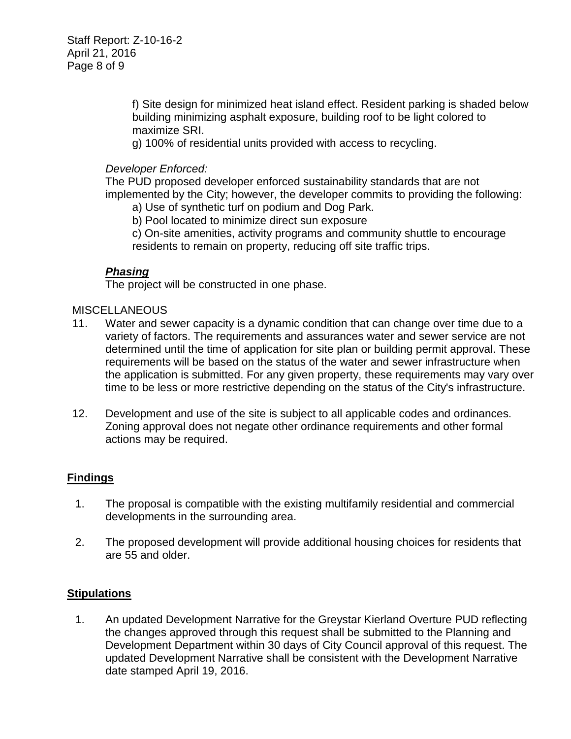f) Site design for minimized heat island effect. Resident parking is shaded below building minimizing asphalt exposure, building roof to be light colored to maximize SRI.

g) 100% of residential units provided with access to recycling.

*Developer Enforced:*

The PUD proposed developer enforced sustainability standards that are not implemented by the City; however, the developer commits to providing the following:

a) Use of synthetic turf on podium and Dog Park.

b) Pool located to minimize direct sun exposure

c) On-site amenities, activity programs and community shuttle to encourage residents to remain on property, reducing off site traffic trips.

***Phasing***

The project will be constructed in one phase.

MISCELLANEOUS

11. Water and sewer capacity is a dynamic condition that can change over time due to a variety of factors. The requirements and assurances water and sewer service are not determined until the time of application for site plan or building permit approval. These requirements will be based on the status of the water and sewer infrastructure when the application is submitted. For any given property, these requirements may vary over time to be less or more restrictive depending on the status of the City's infrastructure.

12. Development and use of the site is subject to all applicable codes and ordinances. Zoning approval does not negate other ordinance requirements and other formal actions may be required.

## Findings

1. The proposal is compatible with the existing multifamily residential and commercial developments in the surrounding area.

2. The proposed development will provide additional housing choices for residents that are 55 and older.

## Stipulations

1. An updated Development Narrative for the Greystar Kierland Overture PUD reflecting the changes approved through this request shall be submitted to the Planning and Development Department within 30 days of City Council approval of this request. The updated Development Narrative shall be consistent with the Development Narrative date stamped April 19, 2016.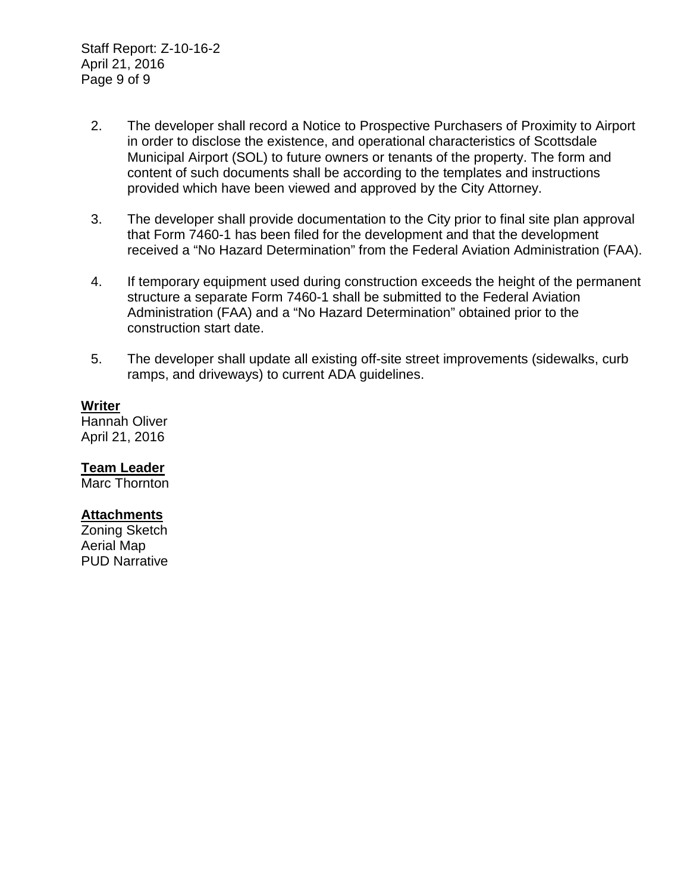2. The developer shall record a Notice to Prospective Purchasers of Proximity to Airport in order to disclose the existence, and operational characteristics of Scottsdale Municipal Airport (SOL) to future owners or tenants of the property. The form and content of such documents shall be according to the templates and instructions provided which have been viewed and approved by the City Attorney.

3. The developer shall provide documentation to the City prior to final site plan approval that Form 7460-1 has been filed for the development and that the development received a "No Hazard Determination" from the Federal Aviation Administration (FAA).

4. If temporary equipment used during construction exceeds the height of the permanent structure a separate Form 7460-1 shall be submitted to the Federal Aviation Administration (FAA) and a "No Hazard Determination" obtained prior to the construction start date.

5. The developer shall update all existing off-site street improvements (sidewalks, curb ramps, and driveways) to current ADA guidelines.

**Writer**
Hannah Oliver
April 21, 2016

**Team Leader**
Marc Thornton

**Attachments**
Zoning Sketch
Aerial Map
PUD Narrative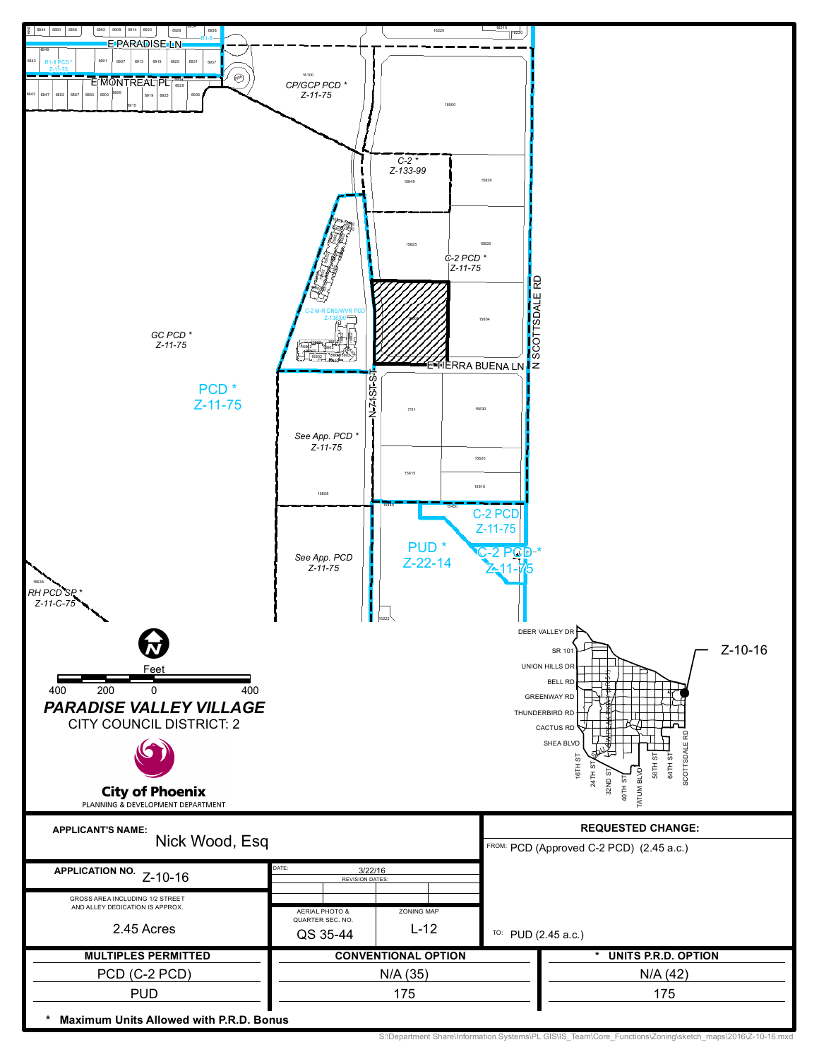PCD *
Z-11-75

CP/GCP PCD *
Z-11-75

C-2 *
Z-133-99

C-2 PCD *
Z-11-75

GC PCD *
Z-11-75

C-2 M-R DNS/WVR PCD

See App. PCD *
Z-11-75

See App. PCD
Z-11-75

PUD *
Z-22-14

C-2 PCD
Z-11-75

C-2 PCD *
Z-11-75

RH PCD SP *
Z-11-C-75

E PARADISE LN

E MONTREAL PL

E TIERRA BUENA LN

N 71ST ST

N SCOTTSDALE RD

Feet
400 200 0 400

**PARADISE VALLEY VILLAGE**

CITY COUNCIL DISTRICT: 2

**City of Phoenix**
PLANNING & DEVELOPMENT DEPARTMENT

Z-10-16

| **APPLICANT'S NAME:** Nick Wood, Esq | | | **REQUESTED CHANGE:** |
|---|---|---|---|
| **APPLICATION NO.** Z-10-16 | DATE: 3/22/16 REVISION DATES: | | FROM: PCD (Approved C-2 PCD) (2.45 a.c.) |
| GROSS AREA INCLUDING 1/2 STREET AND ALLEY DEDICATION IS APPROX. 2.45 Acres | AERIAL PHOTO & QUARTER SEC. NO. QS 35-44 | ZONING MAP L-12 | TO: PUD (2.45 a.c.) |

| MULTIPLES PERMITTED | CONVENTIONAL OPTION | * UNITS P.R.D. OPTION |
|---|---|---|
| PCD (C-2 PCD) | N/A (35) | N/A (42) |
| PUD | 175 | 175 |

\* **Maximum Units Allowed with P.R.D. Bonus**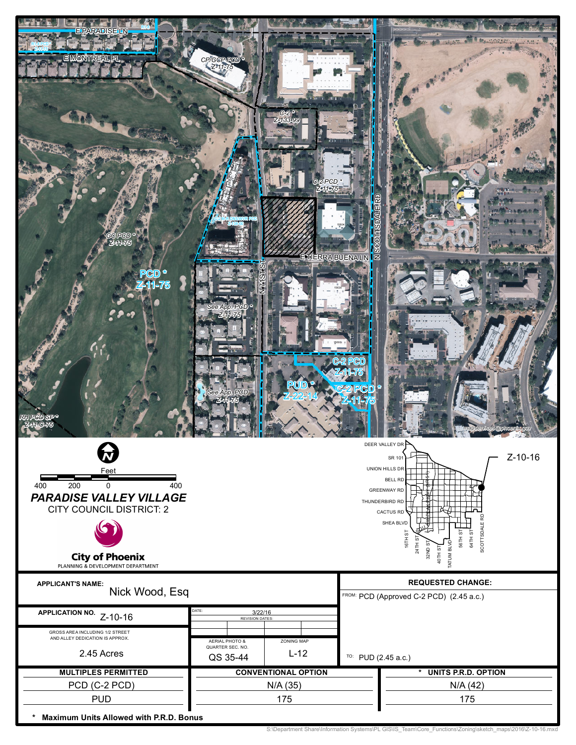E PARADISE LN

E MONTREAL PL

CP/GCP PCD *
Z-11-75

C-2 *
Z-133-99

C-2 PCD *
Z-11-75

CC PCD *
Z-11-75

PCD *
Z-11-75

E TIERRA BUENA LN

N 71ST ST

N SCOTTSDALE RD

See App. PCD *
Z-11-75

C-2 PCD
Z-11-75

PUD *
Z-22-14

C-2 PCD *
Z-11-75

RH PCD SP *
Z-11-C-75

mapservices@phoenix.gov

Feet
400 200 0 400

**_PARADISE VALLEY VILLAGE_**

CITY COUNCIL DISTRICT: 2

**City of Phoenix**

PLANNING & DEVELOPMENT DEPARTMENT

DEER VALLEY DR
SR 101
UNION HILLS DR
BELL RD
GREENWAY RD
THUNDERBIRD RD
CACTUS RD
SHEA BLVD
16TH ST
24TH ST
32ND ST
40TH ST
TATUM BLVD
56TH ST
64TH ST
SCOTTSDALE RD

Z-10-16

| | | | |
|---|---|---|---|
| **APPLICANT'S NAME:** Nick Wood, Esq | | | **REQUESTED CHANGE:** |
| **APPLICATION NO.** Z-10-16 | DATE: 3/22/16<br>REVISION DATES: | | FROM: PCD (Approved C-2 PCD) (2.45 a.c.) |
| GROSS AREA INCLUDING 1/2 STREET AND ALLEY DEDICATION IS APPROX.<br>2.45 Acres | AERIAL PHOTO & QUARTER SEC. NO.<br>QS 35-44 | ZONING MAP<br>L-12 | TO: PUD (2.45 a.c.) |

| MULTIPLES PERMITTED | CONVENTIONAL OPTION | * UNITS P.R.D. OPTION |
|---|---|---|
| PCD (C-2 PCD) | N/A (35) | N/A (42) |
| PUD | 175 | 175 |

\* **Maximum Units Allowed with P.R.D. Bonus**

S:\Department Share\Information Systems\PL GIS\IS_Team\Core_Functions\Zoning\sketch_maps\2016\Z-10-16.mxd